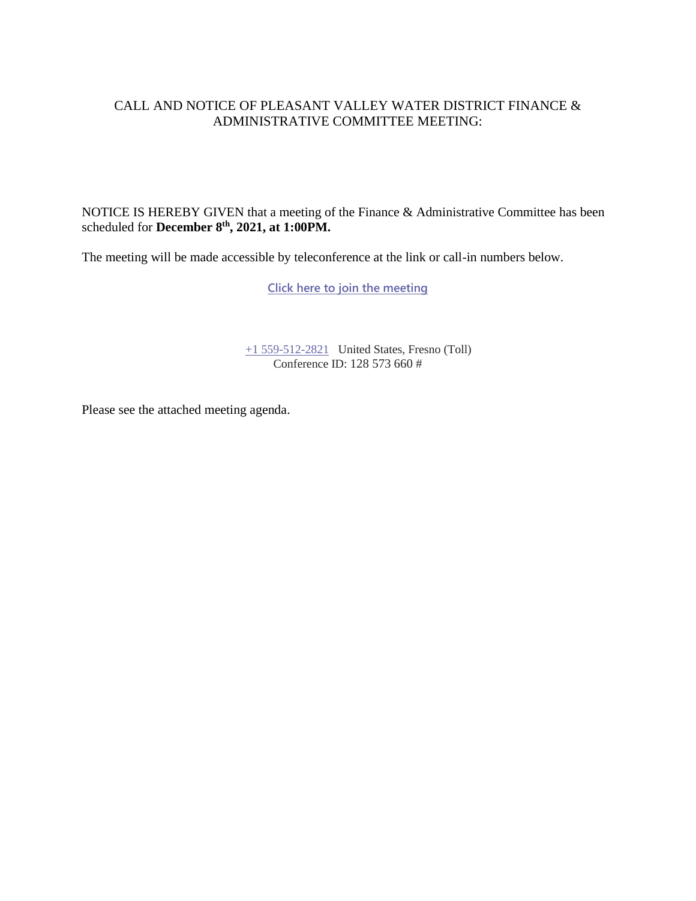CALL AND NOTICE OF PLEASANT VALLEY WATER DISTRICT FINANCE & ADMINISTRATIVE COMMITTEE MEETING:

NOTICE IS HEREBY GIVEN that a meeting of the Finance & Administrative Committee has been scheduled for **December 8th, 2021, at 1:00PM.**

The meeting will be made accessible by teleconference at the link or call-in numbers below.

Click here to join the meeting

+1 559-512-2821 United States, Fresno (Toll)
Conference ID: 128 573 660 #

Please see the attached meeting agenda.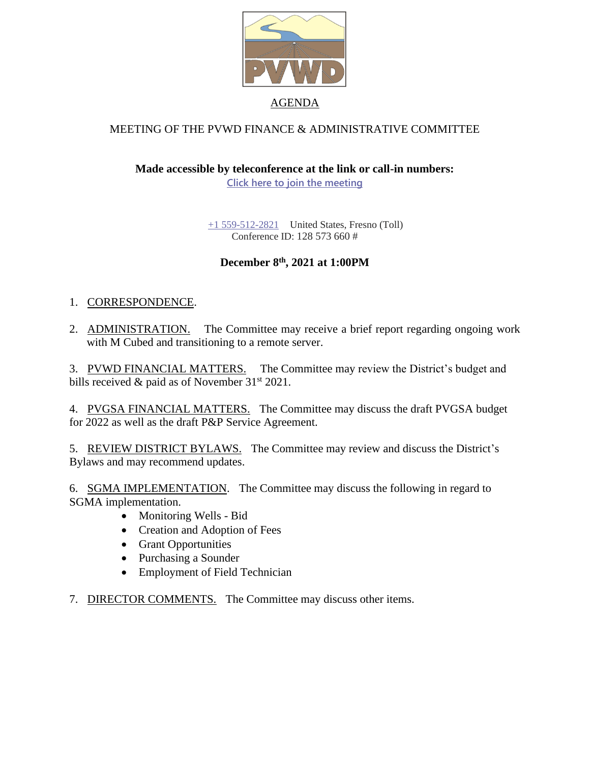# AGENDA

## MEETING OF THE PVWD FINANCE & ADMINISTRATIVE COMMITTEE

**Made accessible by teleconference at the link or call-in numbers:**

Click here to join the meeting

+1 559-512-2821 United States, Fresno (Toll)
Conference ID: 128 573 660 #

**December 8th, 2021 at 1:00PM**

1. CORRESPONDENCE.

2. ADMINISTRATION. The Committee may receive a brief report regarding ongoing work with M Cubed and transitioning to a remote server.

3. PVWD FINANCIAL MATTERS. The Committee may review the District's budget and bills received & paid as of November 31st 2021.

4. PVGSA FINANCIAL MATTERS. The Committee may discuss the draft PVGSA budget for 2022 as well as the draft P&P Service Agreement.

5. REVIEW DISTRICT BYLAWS. The Committee may review and discuss the District's Bylaws and may recommend updates.

6. SGMA IMPLEMENTATION. The Committee may discuss the following in regard to SGMA implementation.
   - Monitoring Wells - Bid
   - Creation and Adoption of Fees
   - Grant Opportunities
   - Purchasing a Sounder
   - Employment of Field Technician

7. DIRECTOR COMMENTS. The Committee may discuss other items.